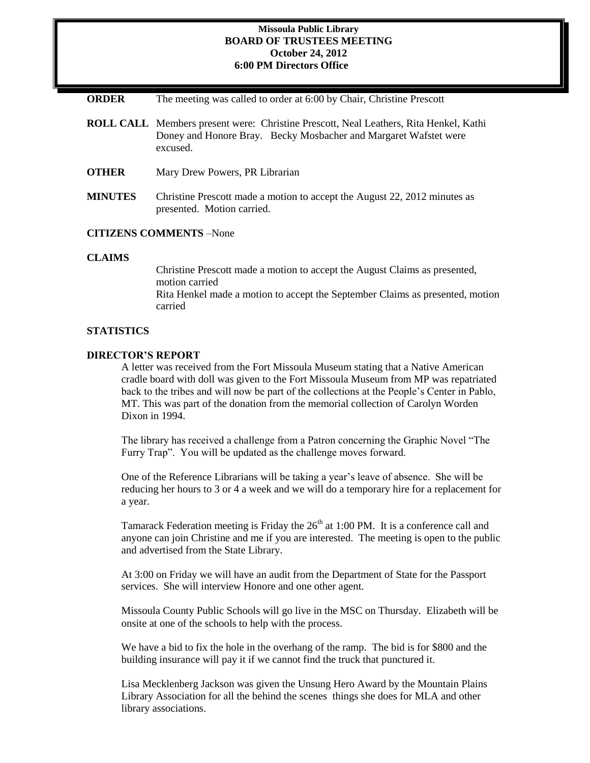**Missoula Public Library**
**BOARD OF TRUSTEES MEETING**
**October 24, 2012**
**6:00 PM Directors Office**

**ORDER** The meeting was called to order at 6:00 by Chair, Christine Prescott

**ROLL CALL** Members present were: Christine Prescott, Neal Leathers, Rita Henkel, Kathi Doney and Honore Bray. Becky Mosbacher and Margaret Wafstet were excused.

**OTHER** Mary Drew Powers, PR Librarian

**MINUTES** Christine Prescott made a motion to accept the August 22, 2012 minutes as presented. Motion carried.

**CITIZENS COMMENTS** –None

**CLAIMS**

Christine Prescott made a motion to accept the August Claims as presented, motion carried

Rita Henkel made a motion to accept the September Claims as presented, motion carried

**STATISTICS**

**DIRECTOR'S REPORT**

A letter was received from the Fort Missoula Museum stating that a Native American cradle board with doll was given to the Fort Missoula Museum from MP was repatriated back to the tribes and will now be part of the collections at the People's Center in Pablo, MT. This was part of the donation from the memorial collection of Carolyn Worden Dixon in 1994.

The library has received a challenge from a Patron concerning the Graphic Novel "The Furry Trap". You will be updated as the challenge moves forward.

One of the Reference Librarians will be taking a year's leave of absence. She will be reducing her hours to 3 or 4 a week and we will do a temporary hire for a replacement for a year.

Tamarack Federation meeting is Friday the 26th at 1:00 PM. It is a conference call and anyone can join Christine and me if you are interested. The meeting is open to the public and advertised from the State Library.

At 3:00 on Friday we will have an audit from the Department of State for the Passport services. She will interview Honore and one other agent.

Missoula County Public Schools will go live in the MSC on Thursday. Elizabeth will be onsite at one of the schools to help with the process.

We have a bid to fix the hole in the overhang of the ramp. The bid is for $800 and the building insurance will pay it if we cannot find the truck that punctured it.

Lisa Mecklenberg Jackson was given the Unsung Hero Award by the Mountain Plains Library Association for all the behind the scenes things she does for MLA and other library associations.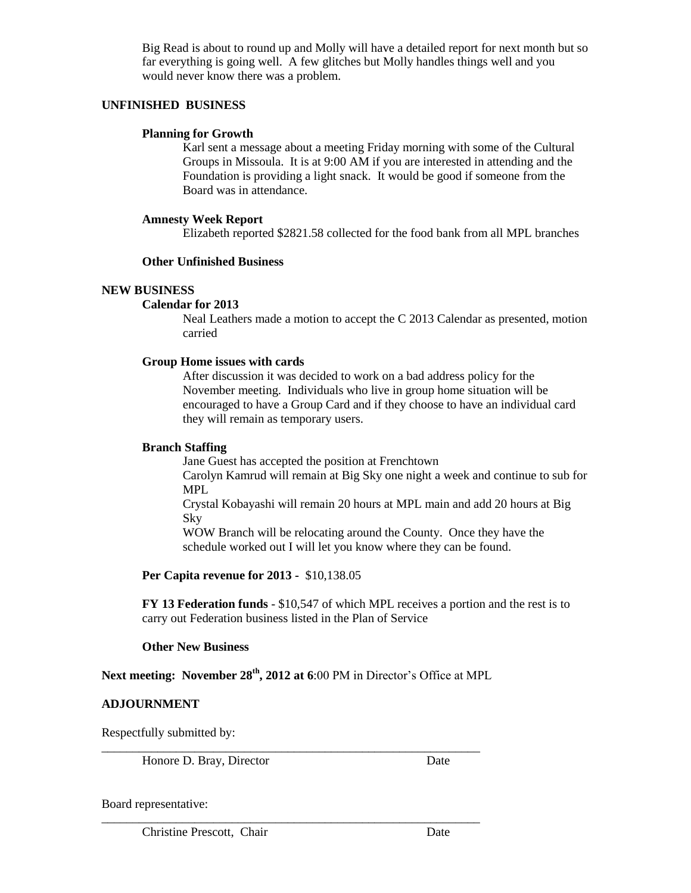Big Read is about to round up and Molly will have a detailed report for next month but so far everything is going well. A few glitches but Molly handles things well and you would never know there was a problem.

## UNFINISHED BUSINESS

### Planning for Growth

Karl sent a message about a meeting Friday morning with some of the Cultural Groups in Missoula. It is at 9:00 AM if you are interested in attending and the Foundation is providing a light snack. It would be good if someone from the Board was in attendance.

### Amnesty Week Report

Elizabeth reported $2821.58 collected for the food bank from all MPL branches

### Other Unfinished Business

## NEW BUSINESS

### Calendar for 2013

Neal Leathers made a motion to accept the C 2013 Calendar as presented, motion carried

### Group Home issues with cards

After discussion it was decided to work on a bad address policy for the November meeting. Individuals who live in group home situation will be encouraged to have a Group Card and if they choose to have an individual card they will remain as temporary users.

### Branch Staffing

Jane Guest has accepted the position at Frenchtown

Carolyn Kamrud will remain at Big Sky one night a week and continue to sub for MPL

Crystal Kobayashi will remain 20 hours at MPL main and add 20 hours at Big Sky

WOW Branch will be relocating around the County. Once they have the schedule worked out I will let you know where they can be found.

**Per Capita revenue for 2013 -** $10,138.05

**FY 13 Federation funds** - $10,547 of which MPL receives a portion and the rest is to carry out Federation business listed in the Plan of Service

### Other New Business

**Next meeting: November 28th, 2012 at 6**:00 PM in Director's Office at MPL

## ADJOURNMENT

Respectfully submitted by:

\_\_\_\_\_\_\_\_\_\_\_\_\_\_\_\_\_\_\_\_\_\_\_\_\_\_\_\_\_\_\_\_\_\_\_\_\_\_\_\_\_\_\_\_\_\_\_\_\_\_\_\_\_\_\_\_\_\_\_\_

Honore D. Bray, Director Date

Board representative:

\_\_\_\_\_\_\_\_\_\_\_\_\_\_\_\_\_\_\_\_\_\_\_\_\_\_\_\_\_\_\_\_\_\_\_\_\_\_\_\_\_\_\_\_\_\_\_\_\_\_\_\_\_\_\_\_\_\_\_\_

Christine Prescott, Chair Date